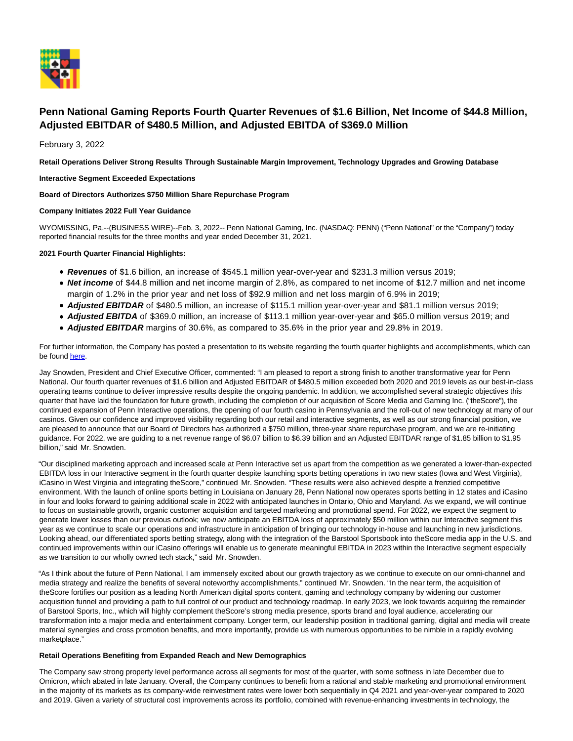# Penn National Gaming Reports Fourth Quarter Revenues of $1.6 Billion, Net Income of $44.8 Million, Adjusted EBITDAR of $480.5 Million, and Adjusted EBITDA of $369.0 Million

February 3, 2022

**Retail Operations Deliver Strong Results Through Sustainable Margin Improvement, Technology Upgrades and Growing Database**

**Interactive Segment Exceeded Expectations**

**Board of Directors Authorizes $750 Million Share Repurchase Program**

**Company Initiates 2022 Full Year Guidance**

WYOMISSING, Pa.--(BUSINESS WIRE)--Feb. 3, 2022-- Penn National Gaming, Inc. (NASDAQ: PENN) ("Penn National" or the "Company") today reported financial results for the three months and year ended December 31, 2021.

**2021 Fourth Quarter Financial Highlights:**

- ***Revenues*** of $1.6 billion, an increase of $545.1 million year-over-year and $231.3 million versus 2019;
- ***Net income*** of $44.8 million and net income margin of 2.8%, as compared to net income of $12.7 million and net income margin of 1.2% in the prior year and net loss of $92.9 million and net loss margin of 6.9% in 2019;
- ***Adjusted EBITDAR*** of $480.5 million, an increase of $115.1 million year-over-year and $81.1 million versus 2019;
- ***Adjusted EBITDA*** of $369.0 million, an increase of $113.1 million year-over-year and $65.0 million versus 2019; and
- ***Adjusted EBITDAR*** margins of 30.6%, as compared to 35.6% in the prior year and 29.8% in 2019.

For further information, the Company has posted a presentation to its website regarding the fourth quarter highlights and accomplishments, which can be found here.

Jay Snowden, President and Chief Executive Officer, commented: "I am pleased to report a strong finish to another transformative year for Penn National. Our fourth quarter revenues of $1.6 billion and Adjusted EBITDAR of $480.5 million exceeded both 2020 and 2019 levels as our best-in-class operating teams continue to deliver impressive results despite the ongoing pandemic. In addition, we accomplished several strategic objectives this quarter that have laid the foundation for future growth, including the completion of our acquisition of Score Media and Gaming Inc. ("theScore"), the continued expansion of Penn Interactive operations, the opening of our fourth casino in Pennsylvania and the roll-out of new technology at many of our casinos. Given our confidence and improved visibility regarding both our retail and interactive segments, as well as our strong financial position, we are pleased to announce that our Board of Directors has authorized a $750 million, three-year share repurchase program, and we are re-initiating guidance. For 2022, we are guiding to a net revenue range of $6.07 billion to $6.39 billion and an Adjusted EBITDAR range of $1.85 billion to $1.95 billion," said Mr. Snowden.

"Our disciplined marketing approach and increased scale at Penn Interactive set us apart from the competition as we generated a lower-than-expected EBITDA loss in our Interactive segment in the fourth quarter despite launching sports betting operations in two new states (Iowa and West Virginia), iCasino in West Virginia and integrating theScore," continued Mr. Snowden. "These results were also achieved despite a frenzied competitive environment. With the launch of online sports betting in Louisiana on January 28, Penn National now operates sports betting in 12 states and iCasino in four and looks forward to gaining additional scale in 2022 with anticipated launches in Ontario, Ohio and Maryland. As we expand, we will continue to focus on sustainable growth, organic customer acquisition and targeted marketing and promotional spend. For 2022, we expect the segment to generate lower losses than our previous outlook; we now anticipate an EBITDA loss of approximately $50 million within our Interactive segment this year as we continue to scale our operations and infrastructure in anticipation of bringing our technology in-house and launching in new jurisdictions. Looking ahead, our differentiated sports betting strategy, along with the integration of the Barstool Sportsbook into theScore media app in the U.S. and continued improvements within our iCasino offerings will enable us to generate meaningful EBITDA in 2023 within the Interactive segment especially as we transition to our wholly owned tech stack," said Mr. Snowden.

"As I think about the future of Penn National, I am immensely excited about our growth trajectory as we continue to execute on our omni-channel and media strategy and realize the benefits of several noteworthy accomplishments," continued Mr. Snowden. "In the near term, the acquisition of theScore fortifies our position as a leading North American digital sports content, gaming and technology company by widening our customer acquisition funnel and providing a path to full control of our product and technology roadmap. In early 2023, we look towards acquiring the remainder of Barstool Sports, Inc., which will highly complement theScore's strong media presence, sports brand and loyal audience, accelerating our transformation into a major media and entertainment company. Longer term, our leadership position in traditional gaming, digital and media will create material synergies and cross promotion benefits, and more importantly, provide us with numerous opportunities to be nimble in a rapidly evolving marketplace."

**Retail Operations Benefiting from Expanded Reach and New Demographics**

The Company saw strong property level performance across all segments for most of the quarter, with some softness in late December due to Omicron, which abated in late January. Overall, the Company continues to benefit from a rational and stable marketing and promotional environment in the majority of its markets as its company-wide reinvestment rates were lower both sequentially in Q4 2021 and year-over-year compared to 2020 and 2019. Given a variety of structural cost improvements across its portfolio, combined with revenue-enhancing investments in technology, the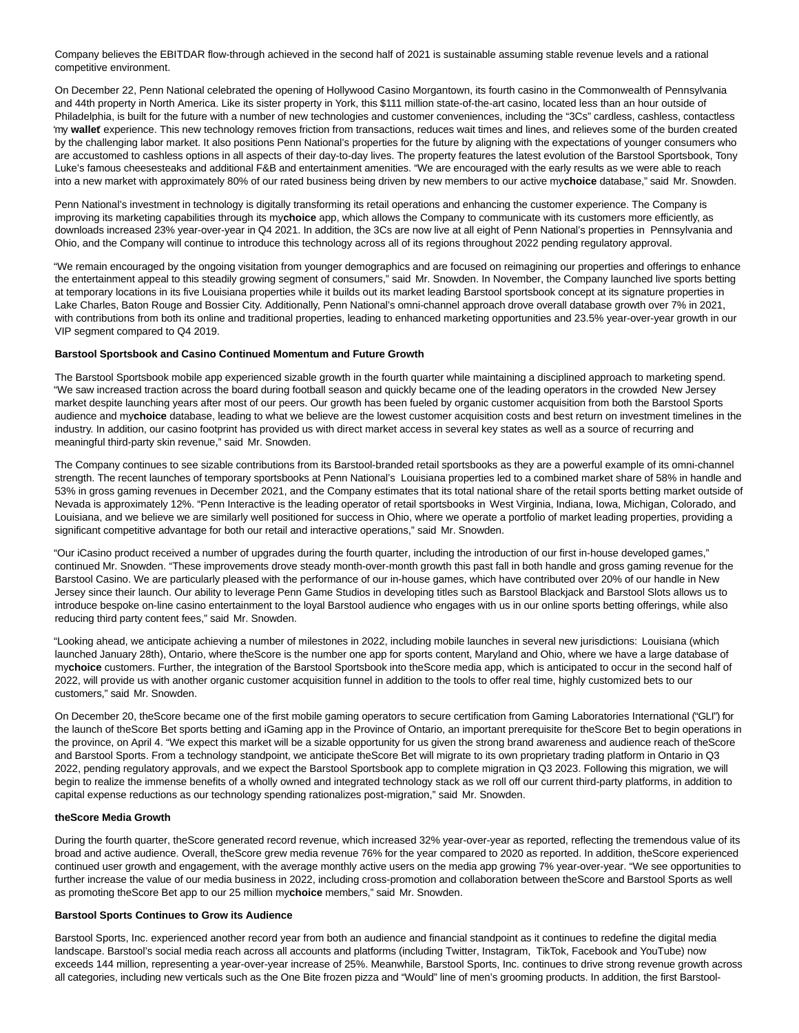Company believes the EBITDAR flow-through achieved in the second half of 2021 is sustainable assuming stable revenue levels and a rational competitive environment.

On December 22, Penn National celebrated the opening of Hollywood Casino Morgantown, its fourth casino in the Commonwealth of Pennsylvania and 44th property in North America. Like its sister property in York, this $111 million state-of-the-art casino, located less than an hour outside of Philadelphia, is built for the future with a number of new technologies and customer conveniences, including the "3Cs" cardless, cashless, contactless "my **wallet**" experience. This new technology removes friction from transactions, reduces wait times and lines, and relieves some of the burden created by the challenging labor market. It also positions Penn National's properties for the future by aligning with the expectations of younger consumers who are accustomed to cashless options in all aspects of their day-to-day lives. The property features the latest evolution of the Barstool Sportsbook, Tony Luke's famous cheesesteaks and additional F&B and entertainment amenities. "We are encouraged with the early results as we were able to reach into a new market with approximately 80% of our rated business being driven by new members to our active my**choice** database," said Mr. Snowden.

Penn National's investment in technology is digitally transforming its retail operations and enhancing the customer experience. The Company is improving its marketing capabilities through its my**choice** app, which allows the Company to communicate with its customers more efficiently, as downloads increased 23% year-over-year in Q4 2021. In addition, the 3Cs are now live at all eight of Penn National's properties in Pennsylvania and Ohio, and the Company will continue to introduce this technology across all of its regions throughout 2022 pending regulatory approval.

"We remain encouraged by the ongoing visitation from younger demographics and are focused on reimagining our properties and offerings to enhance the entertainment appeal to this steadily growing segment of consumers," said Mr. Snowden. In November, the Company launched live sports betting at temporary locations in its five Louisiana properties while it builds out its market leading Barstool sportsbook concept at its signature properties in Lake Charles, Baton Rouge and Bossier City. Additionally, Penn National's omni-channel approach drove overall database growth over 7% in 2021, with contributions from both its online and traditional properties, leading to enhanced marketing opportunities and 23.5% year-over-year growth in our VIP segment compared to Q4 2019.

**Barstool Sportsbook and Casino Continued Momentum and Future Growth**

The Barstool Sportsbook mobile app experienced sizable growth in the fourth quarter while maintaining a disciplined approach to marketing spend. "We saw increased traction across the board during football season and quickly became one of the leading operators in the crowded New Jersey market despite launching years after most of our peers. Our growth has been fueled by organic customer acquisition from both the Barstool Sports audience and my**choice** database, leading to what we believe are the lowest customer acquisition costs and best return on investment timelines in the industry. In addition, our casino footprint has provided us with direct market access in several key states as well as a source of recurring and meaningful third-party skin revenue," said Mr. Snowden.

The Company continues to see sizable contributions from its Barstool-branded retail sportsbooks as they are a powerful example of its omni-channel strength. The recent launches of temporary sportsbooks at Penn National's Louisiana properties led to a combined market share of 58% in handle and 53% in gross gaming revenues in December 2021, and the Company estimates that its total national share of the retail sports betting market outside of Nevada is approximately 12%. "Penn Interactive is the leading operator of retail sportsbooks in West Virginia, Indiana, Iowa, Michigan, Colorado, and Louisiana, and we believe we are similarly well positioned for success in Ohio, where we operate a portfolio of market leading properties, providing a significant competitive advantage for both our retail and interactive operations," said Mr. Snowden.

"Our iCasino product received a number of upgrades during the fourth quarter, including the introduction of our first in-house developed games," continued Mr. Snowden. "These improvements drove steady month-over-month growth this past fall in both handle and gross gaming revenue for the Barstool Casino. We are particularly pleased with the performance of our in-house games, which have contributed over 20% of our handle in New Jersey since their launch. Our ability to leverage Penn Game Studios in developing titles such as Barstool Blackjack and Barstool Slots allows us to introduce bespoke on-line casino entertainment to the loyal Barstool audience who engages with us in our online sports betting offerings, while also reducing third party content fees," said Mr. Snowden.

"Looking ahead, we anticipate achieving a number of milestones in 2022, including mobile launches in several new jurisdictions: Louisiana (which launched January 28th), Ontario, where theScore is the number one app for sports content, Maryland and Ohio, where we have a large database of my**choice** customers. Further, the integration of the Barstool Sportsbook into theScore media app, which is anticipated to occur in the second half of 2022, will provide us with another organic customer acquisition funnel in addition to the tools to offer real time, highly customized bets to our customers," said Mr. Snowden.

On December 20, theScore became one of the first mobile gaming operators to secure certification from Gaming Laboratories International ("GLI") for the launch of theScore Bet sports betting and iGaming app in the Province of Ontario, an important prerequisite for theScore Bet to begin operations in the province, on April 4. "We expect this market will be a sizable opportunity for us given the strong brand awareness and audience reach of theScore and Barstool Sports. From a technology standpoint, we anticipate theScore Bet will migrate to its own proprietary trading platform in Ontario in Q3 2022, pending regulatory approvals, and we expect the Barstool Sportsbook app to complete migration in Q3 2023. Following this migration, we will begin to realize the immense benefits of a wholly owned and integrated technology stack as we roll off our current third-party platforms, in addition to capital expense reductions as our technology spending rationalizes post-migration," said Mr. Snowden.

**theScore Media Growth**

During the fourth quarter, theScore generated record revenue, which increased 32% year-over-year as reported, reflecting the tremendous value of its broad and active audience. Overall, theScore grew media revenue 76% for the year compared to 2020 as reported. In addition, theScore experienced continued user growth and engagement, with the average monthly active users on the media app growing 7% year-over-year. "We see opportunities to further increase the value of our media business in 2022, including cross-promotion and collaboration between theScore and Barstool Sports as well as promoting theScore Bet app to our 25 million my**choice** members," said Mr. Snowden.

**Barstool Sports Continues to Grow its Audience**

Barstool Sports, Inc. experienced another record year from both an audience and financial standpoint as it continues to redefine the digital media landscape. Barstool's social media reach across all accounts and platforms (including Twitter, Instagram, TikTok, Facebook and YouTube) now exceeds 144 million, representing a year-over-year increase of 25%. Meanwhile, Barstool Sports, Inc. continues to drive strong revenue growth across all categories, including new verticals such as the One Bite frozen pizza and "Would" line of men's grooming products. In addition, the first Barstool-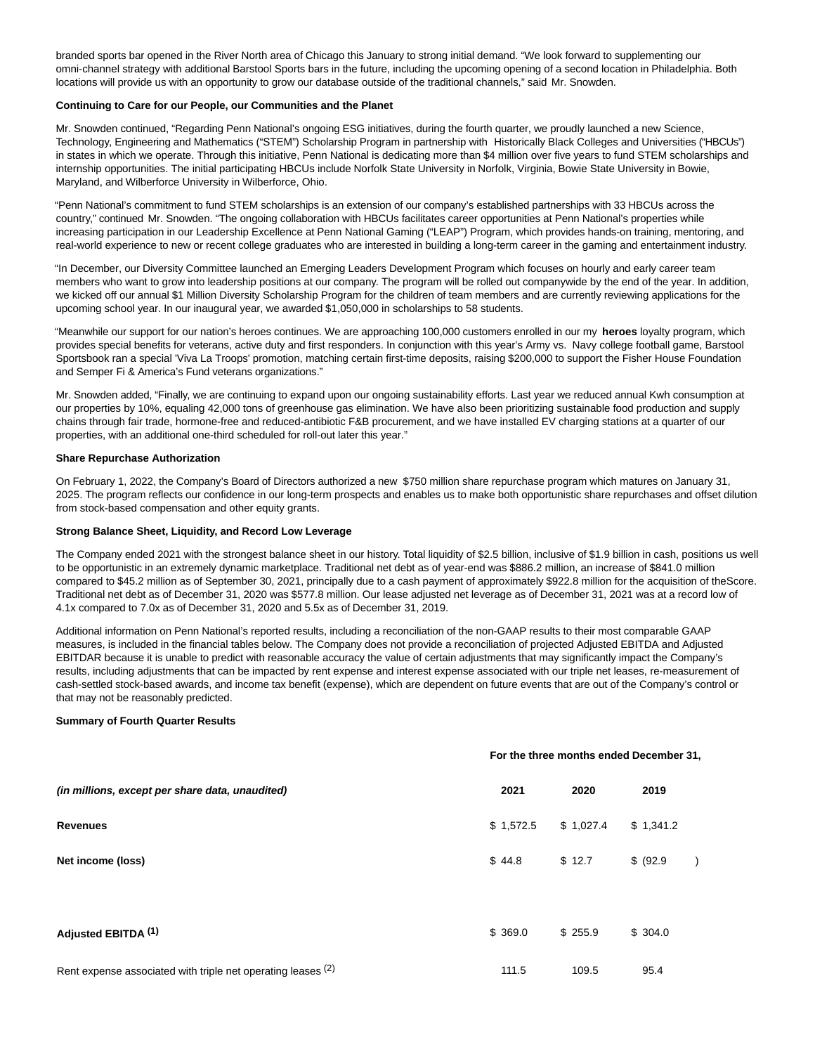branded sports bar opened in the River North area of Chicago this January to strong initial demand. "We look forward to supplementing our omni-channel strategy with additional Barstool Sports bars in the future, including the upcoming opening of a second location in Philadelphia. Both locations will provide us with an opportunity to grow our database outside of the traditional channels," said Mr. Snowden.

**Continuing to Care for our People, our Communities and the Planet**

Mr. Snowden continued, "Regarding Penn National's ongoing ESG initiatives, during the fourth quarter, we proudly launched a new Science, Technology, Engineering and Mathematics ("STEM") Scholarship Program in partnership with Historically Black Colleges and Universities ("HBCUs") in states in which we operate. Through this initiative, Penn National is dedicating more than $4 million over five years to fund STEM scholarships and internship opportunities. The initial participating HBCUs include Norfolk State University in Norfolk, Virginia, Bowie State University in Bowie, Maryland, and Wilberforce University in Wilberforce, Ohio.

"Penn National's commitment to fund STEM scholarships is an extension of our company's established partnerships with 33 HBCUs across the country," continued Mr. Snowden. "The ongoing collaboration with HBCUs facilitates career opportunities at Penn National's properties while increasing participation in our Leadership Excellence at Penn National Gaming ("LEAP") Program, which provides hands-on training, mentoring, and real-world experience to new or recent college graduates who are interested in building a long-term career in the gaming and entertainment industry.

"In December, our Diversity Committee launched an Emerging Leaders Development Program which focuses on hourly and early career team members who want to grow into leadership positions at our company. The program will be rolled out companywide by the end of the year. In addition, we kicked off our annual $1 Million Diversity Scholarship Program for the children of team members and are currently reviewing applications for the upcoming school year. In our inaugural year, we awarded $1,050,000 in scholarships to 58 students.

"Meanwhile our support for our nation's heroes continues. We are approaching 100,000 customers enrolled in our my **heroes** loyalty program, which provides special benefits for veterans, active duty and first responders. In conjunction with this year's Army vs. Navy college football game, Barstool Sportsbook ran a special 'Viva La Troops' promotion, matching certain first-time deposits, raising $200,000 to support the Fisher House Foundation and Semper Fi & America's Fund veterans organizations."

Mr. Snowden added, "Finally, we are continuing to expand upon our ongoing sustainability efforts. Last year we reduced annual Kwh consumption at our properties by 10%, equaling 42,000 tons of greenhouse gas elimination. We have also been prioritizing sustainable food production and supply chains through fair trade, hormone-free and reduced-antibiotic F&B procurement, and we have installed EV charging stations at a quarter of our properties, with an additional one-third scheduled for roll-out later this year."

**Share Repurchase Authorization**

On February 1, 2022, the Company's Board of Directors authorized a new $750 million share repurchase program which matures on January 31, 2025. The program reflects our confidence in our long-term prospects and enables us to make both opportunistic share repurchases and offset dilution from stock-based compensation and other equity grants.

**Strong Balance Sheet, Liquidity, and Record Low Leverage**

The Company ended 2021 with the strongest balance sheet in our history. Total liquidity of $2.5 billion, inclusive of $1.9 billion in cash, positions us well to be opportunistic in an extremely dynamic marketplace. Traditional net debt as of year-end was $886.2 million, an increase of $841.0 million compared to $45.2 million as of September 30, 2021, principally due to a cash payment of approximately $922.8 million for the acquisition of theScore. Traditional net debt as of December 31, 2020 was $577.8 million. Our lease adjusted net leverage as of December 31, 2021 was at a record low of 4.1x compared to 7.0x as of December 31, 2020 and 5.5x as of December 31, 2019.

Additional information on Penn National's reported results, including a reconciliation of the non-GAAP results to their most comparable GAAP measures, is included in the financial tables below. The Company does not provide a reconciliation of projected Adjusted EBITDA and Adjusted EBITDAR because it is unable to predict with reasonable accuracy the value of certain adjustments that may significantly impact the Company's results, including adjustments that can be impacted by rent expense and interest expense associated with our triple net leases, re-measurement of cash-settled stock-based awards, and income tax benefit (expense), which are dependent on future events that are out of the Company's control or that may not be reasonably predicted.

**Summary of Fourth Quarter Results**

| | For the three months ended December 31, | | |
|---|---|---|---|
| *(in millions, except per share data, unaudited)* | **2021** | **2020** | **2019** |
| **Revenues** | $ 1,572.5 | $ 1,027.4 | $ 1,341.2 |
| **Net income (loss)** | $ 44.8 | $ 12.7 | $ (92.9) |
| | | | |
| **Adjusted EBITDA** (1) | $ 369.0 | $ 255.9 | $ 304.0 |
| Rent expense associated with triple net operating leases (2) | 111.5 | 109.5 | 95.4 |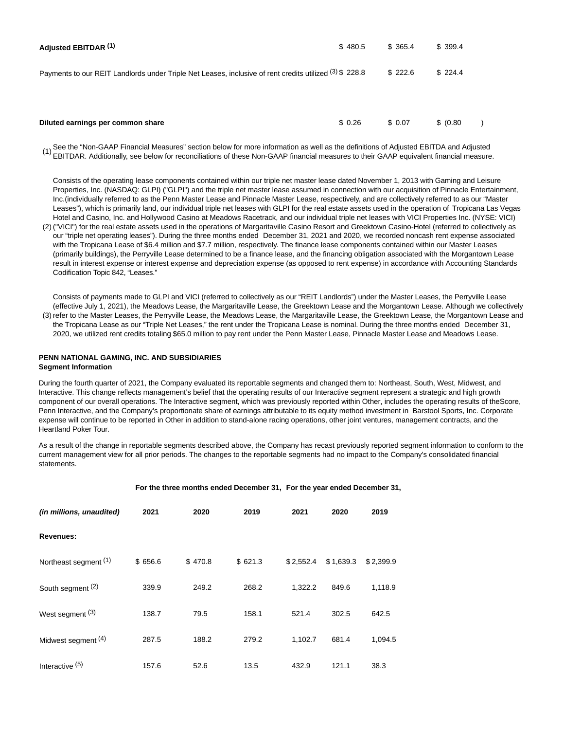| | | | |
|---|---|---|---|
| **Adjusted EBITDAR** (1) | $ 480.5 | $ 365.4 | $ 399.4 |
| Payments to our REIT Landlords under Triple Net Leases, inclusive of rent credits utilized (3) | $ 228.8 | $ 222.6 | $ 224.4 |
| **Diluted earnings per common share** | $ 0.26 | $ 0.07 | $ (0.80) |

(1) See the "Non-GAAP Financial Measures" section below for more information as well as the definitions of Adjusted EBITDA and Adjusted EBITDAR. Additionally, see below for reconciliations of these Non-GAAP financial measures to their GAAP equivalent financial measure.

(2) Consists of the operating lease components contained within our triple net master lease dated November 1, 2013 with Gaming and Leisure Properties, Inc. (NASDAQ: GLPI) ("GLPI") and the triple net master lease assumed in connection with our acquisition of Pinnacle Entertainment, Inc.(individually referred to as the Penn Master Lease and Pinnacle Master Lease, respectively, and are collectively referred to as our "Master Leases"), which is primarily land, our individual triple net leases with GLPI for the real estate assets used in the operation of Tropicana Las Vegas Hotel and Casino, Inc. and Hollywood Casino at Meadows Racetrack, and our individual triple net leases with VICI Properties Inc. (NYSE: VICI) ("VICI") for the real estate assets used in the operations of Margaritaville Casino Resort and Greektown Casino-Hotel (referred to collectively as our "triple net operating leases"). During the three months ended December 31, 2021 and 2020, we recorded noncash rent expense associated with the Tropicana Lease of $6.4 million and $7.7 million, respectively. The finance lease components contained within our Master Leases (primarily buildings), the Perryville Lease determined to be a finance lease, and the financing obligation associated with the Morgantown Lease result in interest expense or interest expense and depreciation expense (as opposed to rent expense) in accordance with Accounting Standards Codification Topic 842, "Leases."

(3) Consists of payments made to GLPI and VICI (referred to collectively as our "REIT Landlords") under the Master Leases, the Perryville Lease (effective July 1, 2021), the Meadows Lease, the Margaritaville Lease, the Greektown Lease and the Morgantown Lease. Although we collectively refer to the Master Leases, the Perryville Lease, the Meadows Lease, the Margaritaville Lease, the Greektown Lease, the Morgantown Lease and the Tropicana Lease as our "Triple Net Leases," the rent under the Tropicana Lease is nominal. During the three months ended December 31, 2020, we utilized rent credits totaling $65.0 million to pay rent under the Penn Master Lease, Pinnacle Master Lease and Meadows Lease.

**PENN NATIONAL GAMING, INC. AND SUBSIDIARIES**
**Segment Information**

During the fourth quarter of 2021, the Company evaluated its reportable segments and changed them to: Northeast, South, West, Midwest, and Interactive. This change reflects management's belief that the operating results of our Interactive segment represent a strategic and high growth component of our overall operations. The Interactive segment, which was previously reported within Other, includes the operating results of theScore, Penn Interactive, and the Company's proportionate share of earnings attributable to its equity method investment in Barstool Sports, Inc. Corporate expense will continue to be reported in Other in addition to stand-alone racing operations, other joint ventures, management contracts, and the Heartland Poker Tour.

As a result of the change in reportable segments described above, the Company has recast previously reported segment information to conform to the current management view for all prior periods. The changes to the reportable segments had no impact to the Company's consolidated financial statements.

| | **For the three months ended December 31,** | | | **For the year ended December 31,** | | |
|---|---|---|---|---|---|---|
| ***(in millions, unaudited)*** | **2021** | **2020** | **2019** | **2021** | **2020** | **2019** |
| **Revenues:** | | | | | | |
| Northeast segment (1) | $ 656.6 | $ 470.8 | $ 621.3 | $ 2,552.4 | $ 1,639.3 | $ 2,399.9 |
| South segment (2) | 339.9 | 249.2 | 268.2 | 1,322.2 | 849.6 | 1,118.9 |
| West segment (3) | 138.7 | 79.5 | 158.1 | 521.4 | 302.5 | 642.5 |
| Midwest segment (4) | 287.5 | 188.2 | 279.2 | 1,102.7 | 681.4 | 1,094.5 |
| Interactive (5) | 157.6 | 52.6 | 13.5 | 432.9 | 121.1 | 38.3 |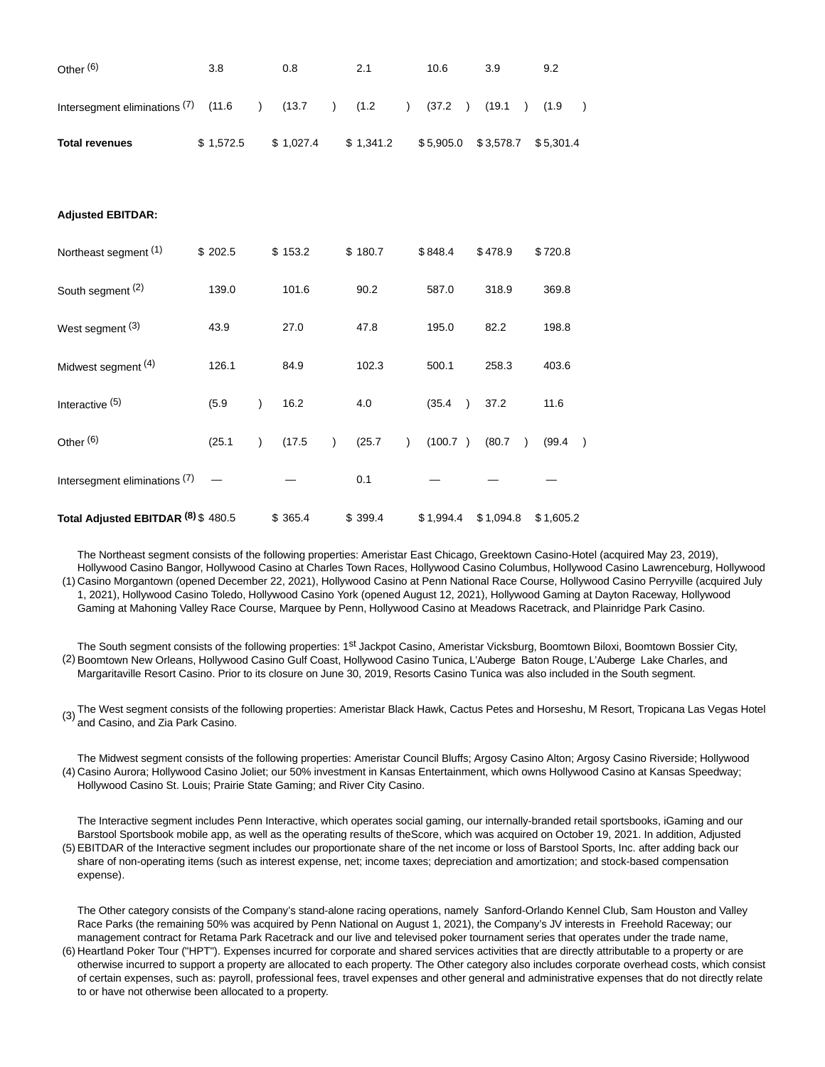| | | | | | | |
|---|---|---|---|---|---|---|
| Other [(6)] | 3.8 | 0.8 | 2.1 | 10.6 | 3.9 | 9.2 |
| Intersegment eliminations [(7)] | (11.6) | (13.7) | (1.2) | (37.2) | (19.1) | (1.9) |
| **Total revenues** | $ 1,572.5 | $ 1,027.4 | $ 1,341.2 | $ 5,905.0 | $ 3,578.7 | $ 5,301.4 |
| | | | | | | |
| **Adjusted EBITDAR:** | | | | | | |
| Northeast segment [(1)] | $ 202.5 | $ 153.2 | $ 180.7 | $ 848.4 | $ 478.9 | $ 720.8 |
| South segment [(2)] | 139.0 | 101.6 | 90.2 | 587.0 | 318.9 | 369.8 |
| West segment [(3)] | 43.9 | 27.0 | 47.8 | 195.0 | 82.2 | 198.8 |
| Midwest segment [(4)] | 126.1 | 84.9 | 102.3 | 500.1 | 258.3 | 403.6 |
| Interactive [(5)] | (5.9) | 16.2 | 4.0 | (35.4) | 37.2 | 11.6 |
| Other [(6)] | (25.1) | (17.5) | (25.7) | (100.7) | (80.7) | (99.4) |
| Intersegment eliminations [(7)] | — | — | 0.1 | — | — | — |
| **Total Adjusted EBITDAR [(8)]** | $ 480.5 | $ 365.4 | $ 399.4 | $ 1,994.4 | $ 1,094.8 | $ 1,605.2 |

(1) The Northeast segment consists of the following properties: Ameristar East Chicago, Greektown Casino-Hotel (acquired May 23, 2019), Hollywood Casino Bangor, Hollywood Casino at Charles Town Races, Hollywood Casino Columbus, Hollywood Casino Lawrenceburg, Hollywood Casino Morgantown (opened December 22, 2021), Hollywood Casino at Penn National Race Course, Hollywood Casino Perryville (acquired July 1, 2021), Hollywood Casino Toledo, Hollywood Casino York (opened August 12, 2021), Hollywood Gaming at Dayton Raceway, Hollywood Gaming at Mahoning Valley Race Course, Marquee by Penn, Hollywood Casino at Meadows Racetrack, and Plainridge Park Casino.

(2) The South segment consists of the following properties: 1st Jackpot Casino, Ameristar Vicksburg, Boomtown Biloxi, Boomtown Bossier City, Boomtown New Orleans, Hollywood Casino Gulf Coast, Hollywood Casino Tunica, L'Auberge Baton Rouge, L'Auberge Lake Charles, and Margaritaville Resort Casino. Prior to its closure on June 30, 2019, Resorts Casino Tunica was also included in the South segment.

(3) The West segment consists of the following properties: Ameristar Black Hawk, Cactus Petes and Horseshu, M Resort, Tropicana Las Vegas Hotel and Casino, and Zia Park Casino.

(4) The Midwest segment consists of the following properties: Ameristar Council Bluffs; Argosy Casino Alton; Argosy Casino Riverside; Hollywood Casino Aurora; Hollywood Casino Joliet; our 50% investment in Kansas Entertainment, which owns Hollywood Casino at Kansas Speedway; Hollywood Casino St. Louis; Prairie State Gaming; and River City Casino.

(5) The Interactive segment includes Penn Interactive, which operates social gaming, our internally-branded retail sportsbooks, iGaming and our Barstool Sportsbook mobile app, as well as the operating results of theScore, which was acquired on October 19, 2021. In addition, Adjusted EBITDAR of the Interactive segment includes our proportionate share of the net income or loss of Barstool Sports, Inc. after adding back our share of non-operating items (such as interest expense, net; income taxes; depreciation and amortization; and stock-based compensation expense).

(6) The Other category consists of the Company's stand-alone racing operations, namely Sanford-Orlando Kennel Club, Sam Houston and Valley Race Parks (the remaining 50% was acquired by Penn National on August 1, 2021), the Company's JV interests in Freehold Raceway; our management contract for Retama Park Racetrack and our live and televised poker tournament series that operates under the trade name, Heartland Poker Tour ("HPT"). Expenses incurred for corporate and shared services activities that are directly attributable to a property or are otherwise incurred to support a property are allocated to each property. The Other category also includes corporate overhead costs, which consist of certain expenses, such as: payroll, professional fees, travel expenses and other general and administrative expenses that do not directly relate to or have not otherwise been allocated to a property.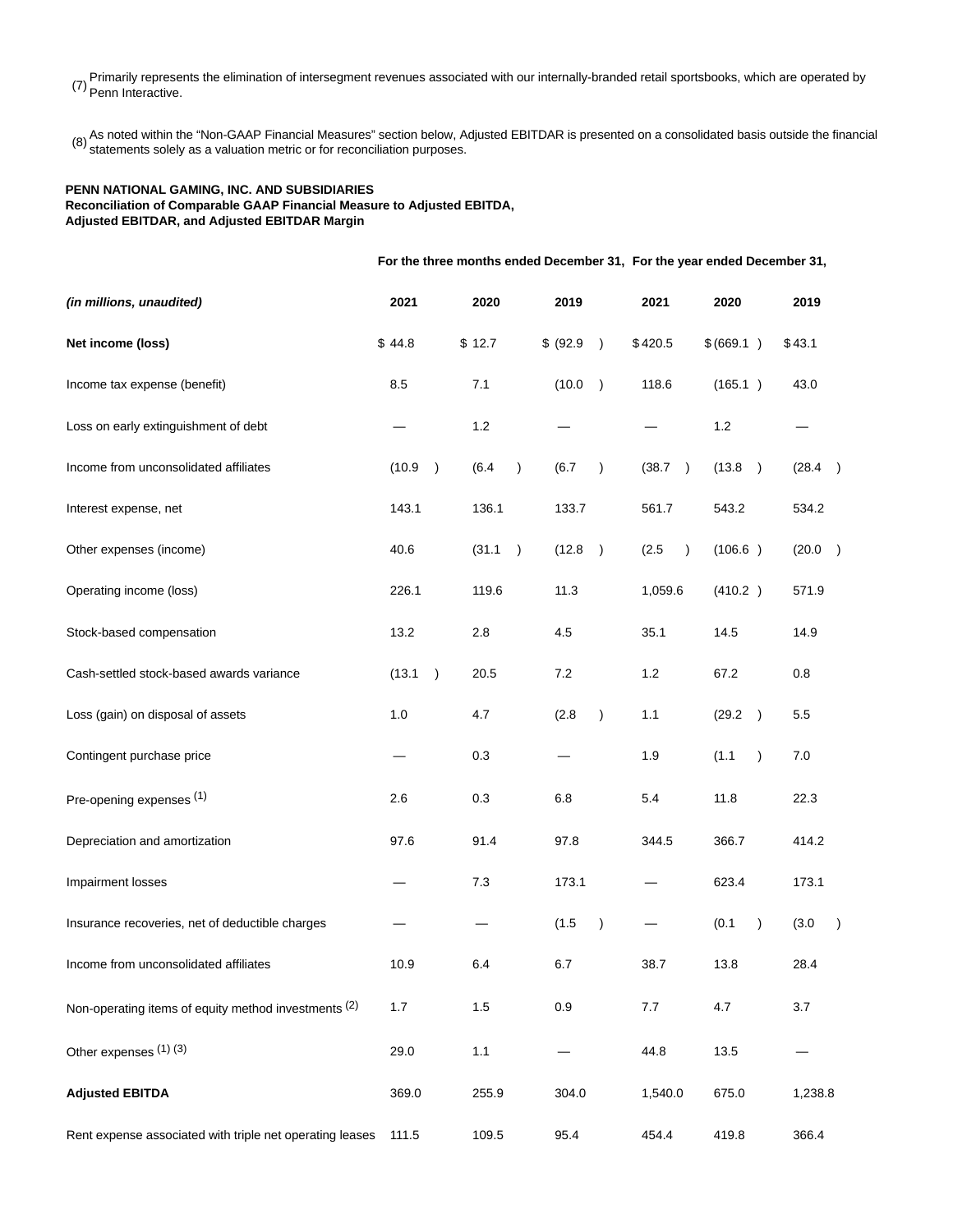(7) Primarily represents the elimination of intersegment revenues associated with our internally-branded retail sportsbooks, which are operated by Penn Interactive.

(8) As noted within the "Non-GAAP Financial Measures" section below, Adjusted EBITDAR is presented on a consolidated basis outside the financial statements solely as a valuation metric or for reconciliation purposes.

**PENN NATIONAL GAMING, INC. AND SUBSIDIARIES**
**Reconciliation of Comparable GAAP Financial Measure to Adjusted EBITDA, Adjusted EBITDAR, and Adjusted EBITDAR Margin**

| | For the three months ended December 31, | | | For the year ended December 31, | | |
|---|---|---|---|---|---|---|
| *(in millions, unaudited)* | 2021 | 2020 | 2019 | 2021 | 2020 | 2019 |
| **Net income (loss)** | $ 44.8 | $ 12.7 | $ (92.9) | $ 420.5 | $ (669.1) | $ 43.1 |
| Income tax expense (benefit) | 8.5 | 7.1 | (10.0) | 118.6 | (165.1) | 43.0 |
| Loss on early extinguishment of debt | — | 1.2 | — | — | 1.2 | — |
| Income from unconsolidated affiliates | (10.9) | (6.4) | (6.7) | (38.7) | (13.8) | (28.4) |
| Interest expense, net | 143.1 | 136.1 | 133.7 | 561.7 | 543.2 | 534.2 |
| Other expenses (income) | 40.6 | (31.1) | (12.8) | (2.5) | (106.6) | (20.0) |
| Operating income (loss) | 226.1 | 119.6 | 11.3 | 1,059.6 | (410.2) | 571.9 |
| Stock-based compensation | 13.2 | 2.8 | 4.5 | 35.1 | 14.5 | 14.9 |
| Cash-settled stock-based awards variance | (13.1) | 20.5 | 7.2 | 1.2 | 67.2 | 0.8 |
| Loss (gain) on disposal of assets | 1.0 | 4.7 | (2.8) | 1.1 | (29.2) | 5.5 |
| Contingent purchase price | — | 0.3 | — | 1.9 | (1.1) | 7.0 |
| Pre-opening expenses (1) | 2.6 | 0.3 | 6.8 | 5.4 | 11.8 | 22.3 |
| Depreciation and amortization | 97.6 | 91.4 | 97.8 | 344.5 | 366.7 | 414.2 |
| Impairment losses | — | 7.3 | 173.1 | — | 623.4 | 173.1 |
| Insurance recoveries, net of deductible charges | — | — | (1.5) | — | (0.1) | (3.0) |
| Income from unconsolidated affiliates | 10.9 | 6.4 | 6.7 | 38.7 | 13.8 | 28.4 |
| Non-operating items of equity method investments (2) | 1.7 | 1.5 | 0.9 | 7.7 | 4.7 | 3.7 |
| Other expenses (1) (3) | 29.0 | 1.1 | — | 44.8 | 13.5 | — |
| **Adjusted EBITDA** | 369.0 | 255.9 | 304.0 | 1,540.0 | 675.0 | 1,238.8 |
| Rent expense associated with triple net operating leases | 111.5 | 109.5 | 95.4 | 454.4 | 419.8 | 366.4 |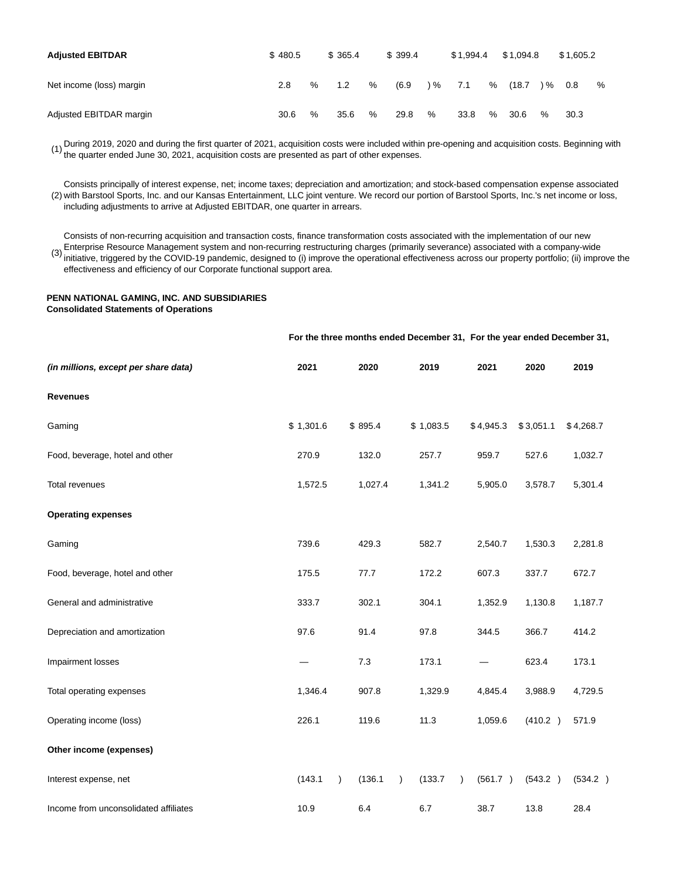| | | | | | | |
|---|---|---|---|---|---|---|
| **Adjusted EBITDAR** | $ 480.5 | $ 365.4 | $ 399.4 | $ 1,994.4 | $ 1,094.8 | $ 1,605.2 |
| Net income (loss) margin | 2.8 % | 1.2 % | (6.9 )% | 7.1 % | (18.7 )% | 0.8 % |
| Adjusted EBITDAR margin | 30.6 % | 35.6 % | 29.8 % | 33.8 % | 30.6 % | 30.3 |

(1) During 2019, 2020 and during the first quarter of 2021, acquisition costs were included within pre-opening and acquisition costs. Beginning with the quarter ended June 30, 2021, acquisition costs are presented as part of other expenses.

(2) Consists principally of interest expense, net; income taxes; depreciation and amortization; and stock-based compensation expense associated with Barstool Sports, Inc. and our Kansas Entertainment, LLC joint venture. We record our portion of Barstool Sports, Inc.'s net income or loss, including adjustments to arrive at Adjusted EBITDAR, one quarter in arrears.

(3) Consists of non-recurring acquisition and transaction costs, finance transformation costs associated with the implementation of our new Enterprise Resource Management system and non-recurring restructuring charges (primarily severance) associated with a company-wide initiative, triggered by the COVID-19 pandemic, designed to (i) improve the operational effectiveness across our property portfolio; (ii) improve the effectiveness and efficiency of our Corporate functional support area.

**PENN NATIONAL GAMING, INC. AND SUBSIDIARIES**
**Consolidated Statements of Operations**

| | For the three months ended December 31, | | | For the year ended December 31, | | |
|---|---|---|---|---|---|---|
| *(in millions, except per share data)* | 2021 | 2020 | 2019 | 2021 | 2020 | 2019 |
| **Revenues** | | | | | | |
| Gaming | $ 1,301.6 | $ 895.4 | $ 1,083.5 | $ 4,945.3 | $ 3,051.1 | $ 4,268.7 |
| Food, beverage, hotel and other | 270.9 | 132.0 | 257.7 | 959.7 | 527.6 | 1,032.7 |
| Total revenues | 1,572.5 | 1,027.4 | 1,341.2 | 5,905.0 | 3,578.7 | 5,301.4 |
| **Operating expenses** | | | | | | |
| Gaming | 739.6 | 429.3 | 582.7 | 2,540.7 | 1,530.3 | 2,281.8 |
| Food, beverage, hotel and other | 175.5 | 77.7 | 172.2 | 607.3 | 337.7 | 672.7 |
| General and administrative | 333.7 | 302.1 | 304.1 | 1,352.9 | 1,130.8 | 1,187.7 |
| Depreciation and amortization | 97.6 | 91.4 | 97.8 | 344.5 | 366.7 | 414.2 |
| Impairment losses | — | 7.3 | 173.1 | — | 623.4 | 173.1 |
| Total operating expenses | 1,346.4 | 907.8 | 1,329.9 | 4,845.4 | 3,988.9 | 4,729.5 |
| Operating income (loss) | 226.1 | 119.6 | 11.3 | 1,059.6 | (410.2 ) | 571.9 |
| **Other income (expenses)** | | | | | | |
| Interest expense, net | (143.1 ) | (136.1 ) | (133.7 ) | (561.7 ) | (543.2 ) | (534.2 ) |
| Income from unconsolidated affiliates | 10.9 | 6.4 | 6.7 | 38.7 | 13.8 | 28.4 |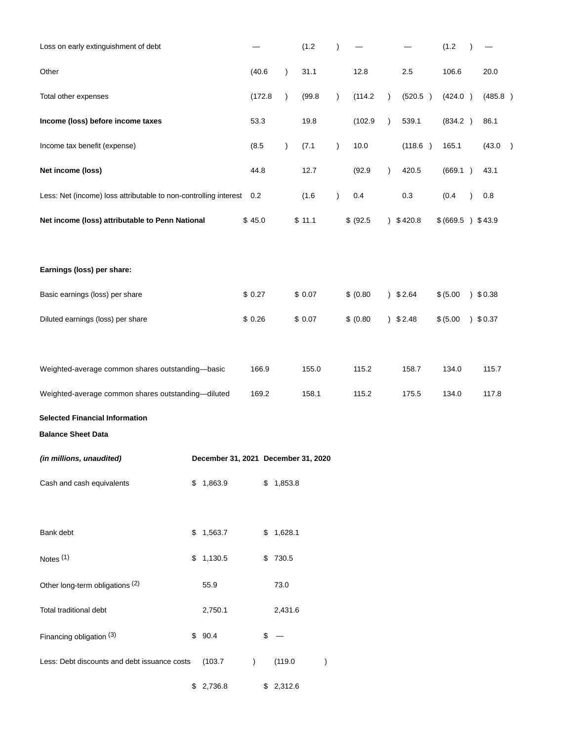| | | | | | | |
|---|---|---|---|---|---|---|
| Loss on early extinguishment of debt | — | (1.2) | — | — | (1.2) | — |
| Other | (40.6) | 31.1 | 12.8 | 2.5 | 106.6 | 20.0 |
| Total other expenses | (172.8) | (99.8) | (114.2) | (520.5) | (424.0) | (485.8) |
| **Income (loss) before income taxes** | 53.3 | 19.8 | (102.9) | 539.1 | (834.2) | 86.1 |
| Income tax benefit (expense) | (8.5) | (7.1) | 10.0 | (118.6) | 165.1 | (43.0) |
| **Net income (loss)** | 44.8 | 12.7 | (92.9) | 420.5 | (669.1) | 43.1 |
| Less: Net (income) loss attributable to non-controlling interest | 0.2 | (1.6) | 0.4 | 0.3 | (0.4) | 0.8 |
| **Net income (loss) attributable to Penn National** | $ 45.0 | $ 11.1 | $ (92.5) | $ 420.8 | $ (669.5) | $ 43.9 |
| | | | | | | |
| **Earnings (loss) per share:** | | | | | | |
| Basic earnings (loss) per share | $ 0.27 | $ 0.07 | $ (0.80) | $ 2.64 | $ (5.00) | $ 0.38 |
| Diluted earnings (loss) per share | $ 0.26 | $ 0.07 | $ (0.80) | $ 2.48 | $ (5.00) | $ 0.37 |
| | | | | | | |
| Weighted-average common shares outstanding—basic | 166.9 | 155.0 | 115.2 | 158.7 | 134.0 | 115.7 |
| Weighted-average common shares outstanding—diluted | 169.2 | 158.1 | 115.2 | 175.5 | 134.0 | 117.8 |

**Selected Financial Information**

**Balance Sheet Data**

| *(in millions, unaudited)* | December 31, 2021 | December 31, 2020 |
|---|---|---|
| Cash and cash equivalents | $ 1,863.9 | $ 1,853.8 |
| | | |
| Bank debt | $ 1,563.7 | $ 1,628.1 |
| Notes [(1)] | $ 1,130.5 | $ 730.5 |
| Other long-term obligations [(2)] | 55.9 | 73.0 |
| Total traditional debt | 2,750.1 | 2,431.6 |
| Financing obligation [(3)] | $ 90.4 | $ — |
| Less: Debt discounts and debt issuance costs | (103.7) | (119.0) |
| | $ 2,736.8 | $ 2,312.6 |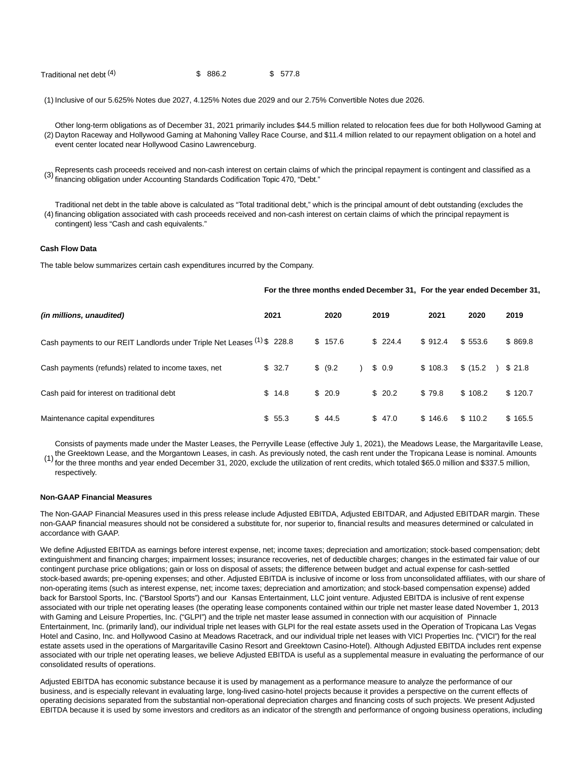| | | |
|---|---|---|
| Traditional net debt [4] | $ 886.2 | $ 577.8 |

(1) Inclusive of our 5.625% Notes due 2027, 4.125% Notes due 2029 and our 2.75% Convertible Notes due 2026.

(2) Other long-term obligations as of December 31, 2021 primarily includes $44.5 million related to relocation fees due for both Hollywood Gaming at Dayton Raceway and Hollywood Gaming at Mahoning Valley Race Course, and $11.4 million related to our repayment obligation on a hotel and event center located near Hollywood Casino Lawrenceburg.

(3) Represents cash proceeds received and non-cash interest on certain claims of which the principal repayment is contingent and classified as a financing obligation under Accounting Standards Codification Topic 470, "Debt."

(4) Traditional net debt in the table above is calculated as "Total traditional debt," which is the principal amount of debt outstanding (excludes the financing obligation associated with cash proceeds received and non-cash interest on certain claims of which the principal repayment is contingent) less "Cash and cash equivalents."

**Cash Flow Data**

The table below summarizes certain cash expenditures incurred by the Company.

| | For the three months ended December 31, | | | For the year ended December 31, | | |
|---|---|---|---|---|---|---|
| *(in millions, unaudited)* | 2021 | 2020 | 2019 | 2021 | 2020 | 2019 |
| Cash payments to our REIT Landlords under Triple Net Leases [1] | $ 228.8 | $ 157.6 | $ 224.4 | $ 912.4 | $ 553.6 | $ 869.8 |
| Cash payments (refunds) related to income taxes, net | $ 32.7 | $ (9.2 ) | $ 0.9 | $ 108.3 | $ (15.2 ) | $ 21.8 |
| Cash paid for interest on traditional debt | $ 14.8 | $ 20.9 | $ 20.2 | $ 79.8 | $ 108.2 | $ 120.7 |
| Maintenance capital expenditures | $ 55.3 | $ 44.5 | $ 47.0 | $ 146.6 | $ 110.2 | $ 165.5 |

(1) Consists of payments made under the Master Leases, the Perryville Lease (effective July 1, 2021), the Meadows Lease, the Margaritaville Lease, the Greektown Lease, and the Morgantown Leases, in cash. As previously noted, the cash rent under the Tropicana Lease is nominal. Amounts for the three months and year ended December 31, 2020, exclude the utilization of rent credits, which totaled $65.0 million and $337.5 million, respectively.

**Non-GAAP Financial Measures**

The Non-GAAP Financial Measures used in this press release include Adjusted EBITDA, Adjusted EBITDAR, and Adjusted EBITDAR margin. These non-GAAP financial measures should not be considered a substitute for, nor superior to, financial results and measures determined or calculated in accordance with GAAP.

We define Adjusted EBITDA as earnings before interest expense, net; income taxes; depreciation and amortization; stock-based compensation; debt extinguishment and financing charges; impairment losses; insurance recoveries, net of deductible charges; changes in the estimated fair value of our contingent purchase price obligations; gain or loss on disposal of assets; the difference between budget and actual expense for cash-settled stock-based awards; pre-opening expenses; and other. Adjusted EBITDA is inclusive of income or loss from unconsolidated affiliates, with our share of non-operating items (such as interest expense, net; income taxes; depreciation and amortization; and stock-based compensation expense) added back for Barstool Sports, Inc. ("Barstool Sports") and our Kansas Entertainment, LLC joint venture. Adjusted EBITDA is inclusive of rent expense associated with our triple net operating leases (the operating lease components contained within our triple net master lease dated November 1, 2013 with Gaming and Leisure Properties, Inc. ("GLPI") and the triple net master lease assumed in connection with our acquisition of Pinnacle Entertainment, Inc. (primarily land), our individual triple net leases with GLPI for the real estate assets used in the Operation of Tropicana Las Vegas Hotel and Casino, Inc. and Hollywood Casino at Meadows Racetrack, and our individual triple net leases with VICI Properties Inc. ("VICI") for the real estate assets used in the operations of Margaritaville Casino Resort and Greektown Casino-Hotel). Although Adjusted EBITDA includes rent expense associated with our triple net operating leases, we believe Adjusted EBITDA is useful as a supplemental measure in evaluating the performance of our consolidated results of operations.

Adjusted EBITDA has economic substance because it is used by management as a performance measure to analyze the performance of our business, and is especially relevant in evaluating large, long-lived casino-hotel projects because it provides a perspective on the current effects of operating decisions separated from the substantial non-operational depreciation charges and financing costs of such projects. We present Adjusted EBITDA because it is used by some investors and creditors as an indicator of the strength and performance of ongoing business operations, including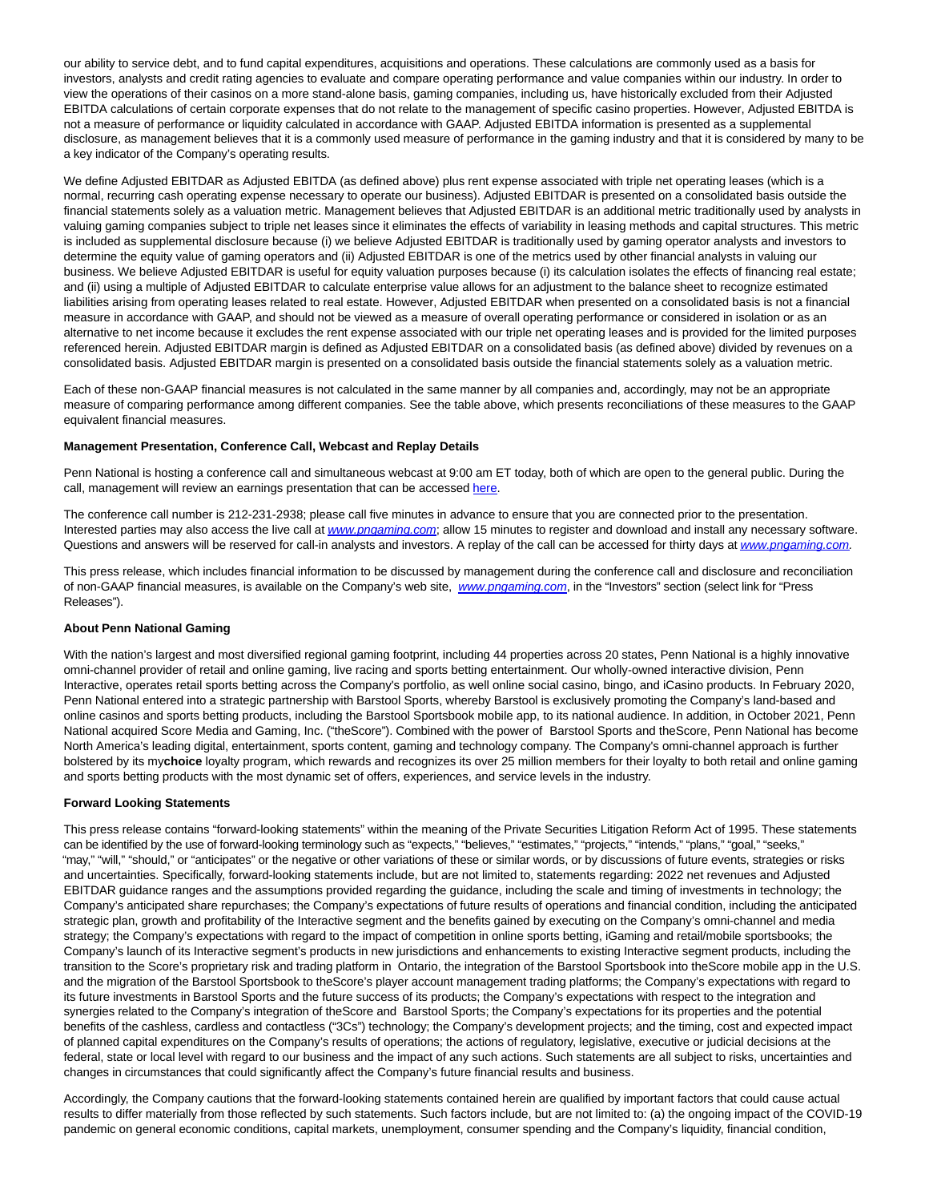our ability to service debt, and to fund capital expenditures, acquisitions and operations. These calculations are commonly used as a basis for investors, analysts and credit rating agencies to evaluate and compare operating performance and value companies within our industry. In order to view the operations of their casinos on a more stand-alone basis, gaming companies, including us, have historically excluded from their Adjusted EBITDA calculations of certain corporate expenses that do not relate to the management of specific casino properties. However, Adjusted EBITDA is not a measure of performance or liquidity calculated in accordance with GAAP. Adjusted EBITDA information is presented as a supplemental disclosure, as management believes that it is a commonly used measure of performance in the gaming industry and that it is considered by many to be a key indicator of the Company's operating results.

We define Adjusted EBITDAR as Adjusted EBITDA (as defined above) plus rent expense associated with triple net operating leases (which is a normal, recurring cash operating expense necessary to operate our business). Adjusted EBITDAR is presented on a consolidated basis outside the financial statements solely as a valuation metric. Management believes that Adjusted EBITDAR is an additional metric traditionally used by analysts in valuing gaming companies subject to triple net leases since it eliminates the effects of variability in leasing methods and capital structures. This metric is included as supplemental disclosure because (i) we believe Adjusted EBITDAR is traditionally used by gaming operator analysts and investors to determine the equity value of gaming operators and (ii) Adjusted EBITDAR is one of the metrics used by other financial analysts in valuing our business. We believe Adjusted EBITDAR is useful for equity valuation purposes because (i) its calculation isolates the effects of financing real estate; and (ii) using a multiple of Adjusted EBITDAR to calculate enterprise value allows for an adjustment to the balance sheet to recognize estimated liabilities arising from operating leases related to real estate. However, Adjusted EBITDAR when presented on a consolidated basis is not a financial measure in accordance with GAAP, and should not be viewed as a measure of overall operating performance or considered in isolation or as an alternative to net income because it excludes the rent expense associated with our triple net operating leases and is provided for the limited purposes referenced herein. Adjusted EBITDAR margin is defined as Adjusted EBITDAR on a consolidated basis (as defined above) divided by revenues on a consolidated basis. Adjusted EBITDAR margin is presented on a consolidated basis outside the financial statements solely as a valuation metric.

Each of these non-GAAP financial measures is not calculated in the same manner by all companies and, accordingly, may not be an appropriate measure of comparing performance among different companies. See the table above, which presents reconciliations of these measures to the GAAP equivalent financial measures.

**Management Presentation, Conference Call, Webcast and Replay Details**

Penn National is hosting a conference call and simultaneous webcast at 9:00 am ET today, both of which are open to the general public. During the call, management will review an earnings presentation that can be accessed here.

The conference call number is 212-231-2938; please call five minutes in advance to ensure that you are connected prior to the presentation. Interested parties may also access the live call at *www.pngaming.com*; allow 15 minutes to register and download and install any necessary software. Questions and answers will be reserved for call-in analysts and investors. A replay of the call can be accessed for thirty days at *www.pngaming.com*.

This press release, which includes financial information to be discussed by management during the conference call and disclosure and reconciliation of non-GAAP financial measures, is available on the Company's web site, *www.pngaming.com*, in the "Investors" section (select link for "Press Releases").

**About Penn National Gaming**

With the nation's largest and most diversified regional gaming footprint, including 44 properties across 20 states, Penn National is a highly innovative omni-channel provider of retail and online gaming, live racing and sports betting entertainment. Our wholly-owned interactive division, Penn Interactive, operates retail sports betting across the Company's portfolio, as well online social casino, bingo, and iCasino products. In February 2020, Penn National entered into a strategic partnership with Barstool Sports, whereby Barstool is exclusively promoting the Company's land-based and online casinos and sports betting products, including the Barstool Sportsbook mobile app, to its national audience. In addition, in October 2021, Penn National acquired Score Media and Gaming, Inc. ("theScore"). Combined with the power of Barstool Sports and theScore, Penn National has become North America's leading digital, entertainment, sports content, gaming and technology company. The Company's omni-channel approach is further bolstered by its my**choice** loyalty program, which rewards and recognizes its over 25 million members for their loyalty to both retail and online gaming and sports betting products with the most dynamic set of offers, experiences, and service levels in the industry.

**Forward Looking Statements**

This press release contains "forward-looking statements" within the meaning of the Private Securities Litigation Reform Act of 1995. These statements can be identified by the use of forward-looking terminology such as "expects," "believes," "estimates," "projects," "intends," "plans," "goal," "seeks," "may," "will," "should," or "anticipates" or the negative or other variations of these or similar words, or by discussions of future events, strategies or risks and uncertainties. Specifically, forward-looking statements include, but are not limited to, statements regarding: 2022 net revenues and Adjusted EBITDAR guidance ranges and the assumptions provided regarding the guidance, including the scale and timing of investments in technology; the Company's anticipated share repurchases; the Company's expectations of future results of operations and financial condition, including the anticipated strategic plan, growth and profitability of the Interactive segment and the benefits gained by executing on the Company's omni-channel and media strategy; the Company's expectations with regard to the impact of competition in online sports betting, iGaming and retail/mobile sportsbooks; the Company's launch of its Interactive segment's products in new jurisdictions and enhancements to existing Interactive segment products, including the transition to the Score's proprietary risk and trading platform in Ontario, the integration of the Barstool Sportsbook into theScore mobile app in the U.S. and the migration of the Barstool Sportsbook to theScore's player account management trading platforms; the Company's expectations with regard to its future investments in Barstool Sports and the future success of its products; the Company's expectations with respect to the integration and synergies related to the Company's integration of theScore and Barstool Sports; the Company's expectations for its properties and the potential benefits of the cashless, cardless and contactless ("3Cs") technology; the Company's development projects; and the timing, cost and expected impact of planned capital expenditures on the Company's results of operations; the actions of regulatory, legislative, executive or judicial decisions at the federal, state or local level with regard to our business and the impact of any such actions. Such statements are all subject to risks, uncertainties and changes in circumstances that could significantly affect the Company's future financial results and business.

Accordingly, the Company cautions that the forward-looking statements contained herein are qualified by important factors that could cause actual results to differ materially from those reflected by such statements. Such factors include, but are not limited to: (a) the ongoing impact of the COVID-19 pandemic on general economic conditions, capital markets, unemployment, consumer spending and the Company's liquidity, financial condition,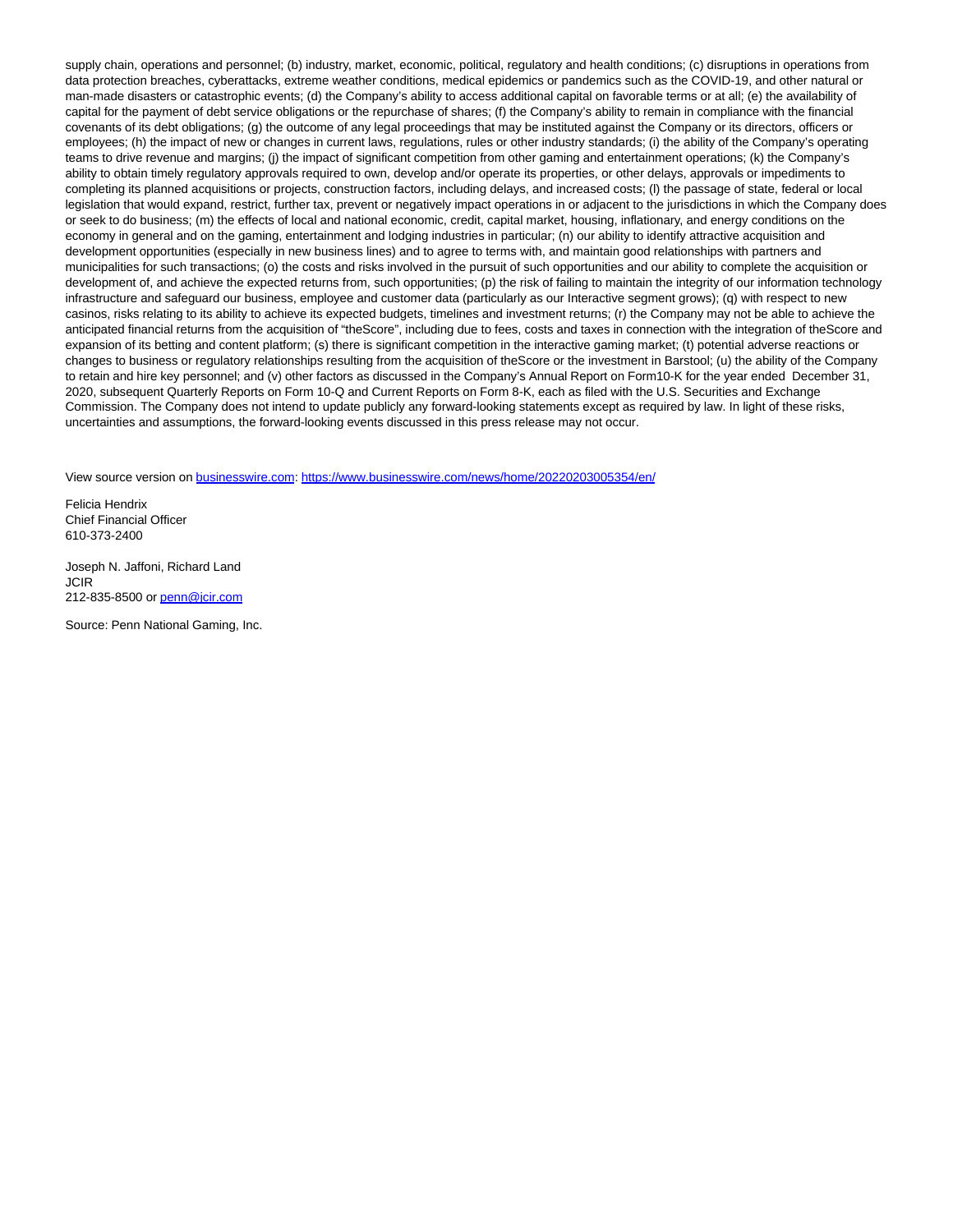supply chain, operations and personnel; (b) industry, market, economic, political, regulatory and health conditions; (c) disruptions in operations from data protection breaches, cyberattacks, extreme weather conditions, medical epidemics or pandemics such as the COVID-19, and other natural or man-made disasters or catastrophic events; (d) the Company's ability to access additional capital on favorable terms or at all; (e) the availability of capital for the payment of debt service obligations or the repurchase of shares; (f) the Company's ability to remain in compliance with the financial covenants of its debt obligations; (g) the outcome of any legal proceedings that may be instituted against the Company or its directors, officers or employees; (h) the impact of new or changes in current laws, regulations, rules or other industry standards; (i) the ability of the Company's operating teams to drive revenue and margins; (j) the impact of significant competition from other gaming and entertainment operations; (k) the Company's ability to obtain timely regulatory approvals required to own, develop and/or operate its properties, or other delays, approvals or impediments to completing its planned acquisitions or projects, construction factors, including delays, and increased costs; (l) the passage of state, federal or local legislation that would expand, restrict, further tax, prevent or negatively impact operations in or adjacent to the jurisdictions in which the Company does or seek to do business; (m) the effects of local and national economic, credit, capital market, housing, inflationary, and energy conditions on the economy in general and on the gaming, entertainment and lodging industries in particular; (n) our ability to identify attractive acquisition and development opportunities (especially in new business lines) and to agree to terms with, and maintain good relationships with partners and municipalities for such transactions; (o) the costs and risks involved in the pursuit of such opportunities and our ability to complete the acquisition or development of, and achieve the expected returns from, such opportunities; (p) the risk of failing to maintain the integrity of our information technology infrastructure and safeguard our business, employee and customer data (particularly as our Interactive segment grows); (q) with respect to new casinos, risks relating to its ability to achieve its expected budgets, timelines and investment returns; (r) the Company may not be able to achieve the anticipated financial returns from the acquisition of "theScore", including due to fees, costs and taxes in connection with the integration of theScore and expansion of its betting and content platform; (s) there is significant competition in the interactive gaming market; (t) potential adverse reactions or changes to business or regulatory relationships resulting from the acquisition of theScore or the investment in Barstool; (u) the ability of the Company to retain and hire key personnel; and (v) other factors as discussed in the Company's Annual Report on Form10-K for the year ended December 31, 2020, subsequent Quarterly Reports on Form 10-Q and Current Reports on Form 8-K, each as filed with the U.S. Securities and Exchange Commission. The Company does not intend to update publicly any forward-looking statements except as required by law. In light of these risks, uncertainties and assumptions, the forward-looking events discussed in this press release may not occur.

View source version on businesswire.com: https://www.businesswire.com/news/home/20220203005354/en/

Felicia Hendrix
Chief Financial Officer
610-373-2400

Joseph N. Jaffoni, Richard Land
JCIR
212-835-8500 or penn@jcir.com

Source: Penn National Gaming, Inc.